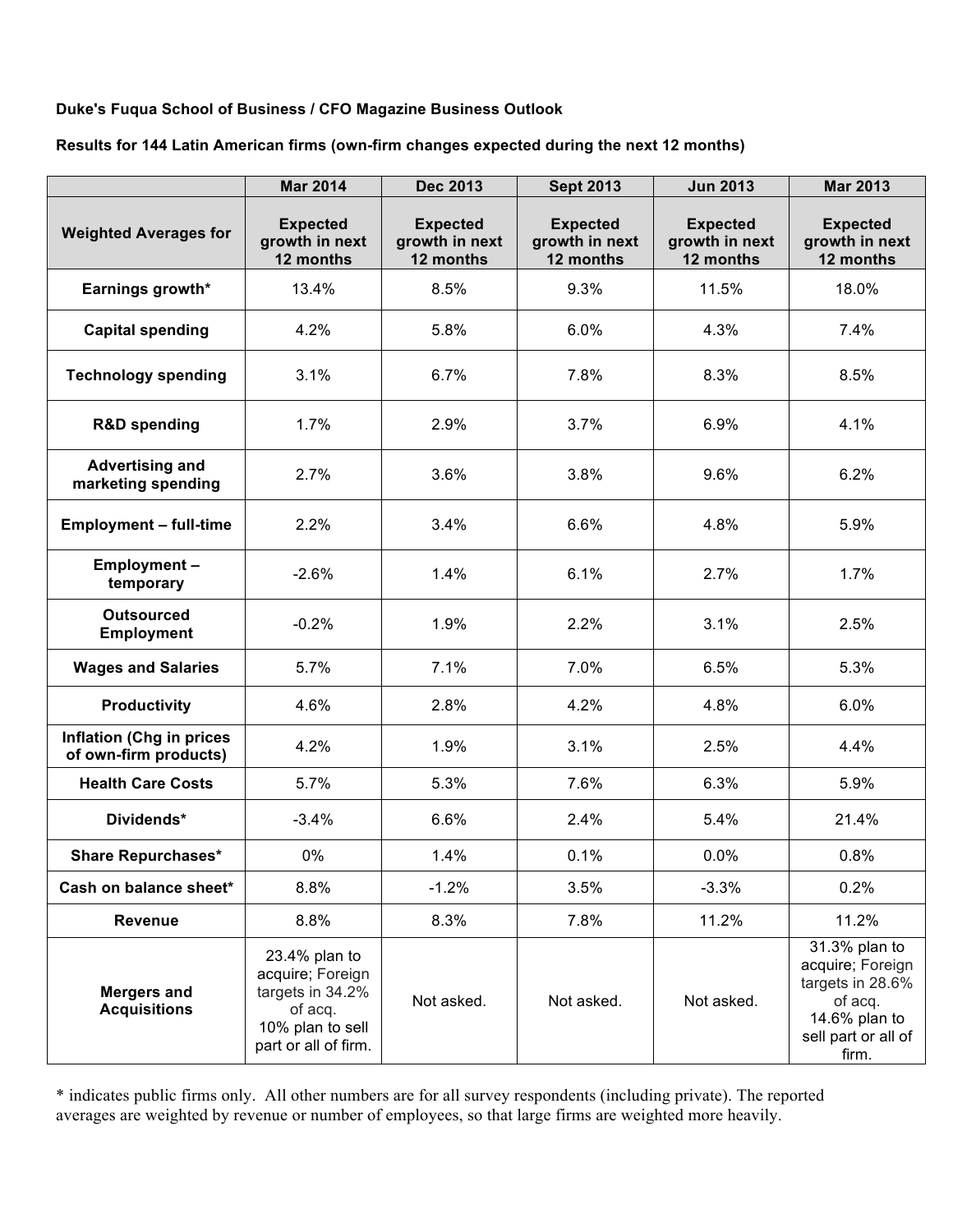**Duke's Fuqua School of Business / CFO Magazine Business Outlook**

**Results for 144 Latin American firms (own-firm changes expected during the next 12 months)**

| | **Mar 2014** | **Dec 2013** | **Sept 2013** | **Jun 2013** | **Mar 2013** |
|---|---|---|---|---|---|
| **Weighted Averages for** | **Expected growth in next 12 months** | **Expected growth in next 12 months** | **Expected growth in next 12 months** | **Expected growth in next 12 months** | **Expected growth in next 12 months** |
| **Earnings growth*** | 13.4% | 8.5% | 9.3% | 11.5% | 18.0% |
| **Capital spending** | 4.2% | 5.8% | 6.0% | 4.3% | 7.4% |
| **Technology spending** | 3.1% | 6.7% | 7.8% | 8.3% | 8.5% |
| **R&D spending** | 1.7% | 2.9% | 3.7% | 6.9% | 4.1% |
| **Advertising and marketing spending** | 2.7% | 3.6% | 3.8% | 9.6% | 6.2% |
| **Employment – full-time** | 2.2% | 3.4% | 6.6% | 4.8% | 5.9% |
| **Employment – temporary** | -2.6% | 1.4% | 6.1% | 2.7% | 1.7% |
| **Outsourced Employment** | -0.2% | 1.9% | 2.2% | 3.1% | 2.5% |
| **Wages and Salaries** | 5.7% | 7.1% | 7.0% | 6.5% | 5.3% |
| **Productivity** | 4.6% | 2.8% | 4.2% | 4.8% | 6.0% |
| **Inflation (Chg in prices of own-firm products)** | 4.2% | 1.9% | 3.1% | 2.5% | 4.4% |
| **Health Care Costs** | 5.7% | 5.3% | 7.6% | 6.3% | 5.9% |
| **Dividends*** | -3.4% | 6.6% | 2.4% | 5.4% | 21.4% |
| **Share Repurchases*** | 0% | 1.4% | 0.1% | 0.0% | 0.8% |
| **Cash on balance sheet*** | 8.8% | -1.2% | 3.5% | -3.3% | 0.2% |
| **Revenue** | 8.8% | 8.3% | 7.8% | 11.2% | 11.2% |
| **Mergers and Acquisitions** | 23.4% plan to acquire; Foreign targets in 34.2% of acq. 10% plan to sell part or all of firm. | Not asked. | Not asked. | Not asked. | 31.3% plan to acquire; Foreign targets in 28.6% of acq. 14.6% plan to sell part or all of firm. |

* indicates public firms only. All other numbers are for all survey respondents (including private). The reported averages are weighted by revenue or number of employees, so that large firms are weighted more heavily.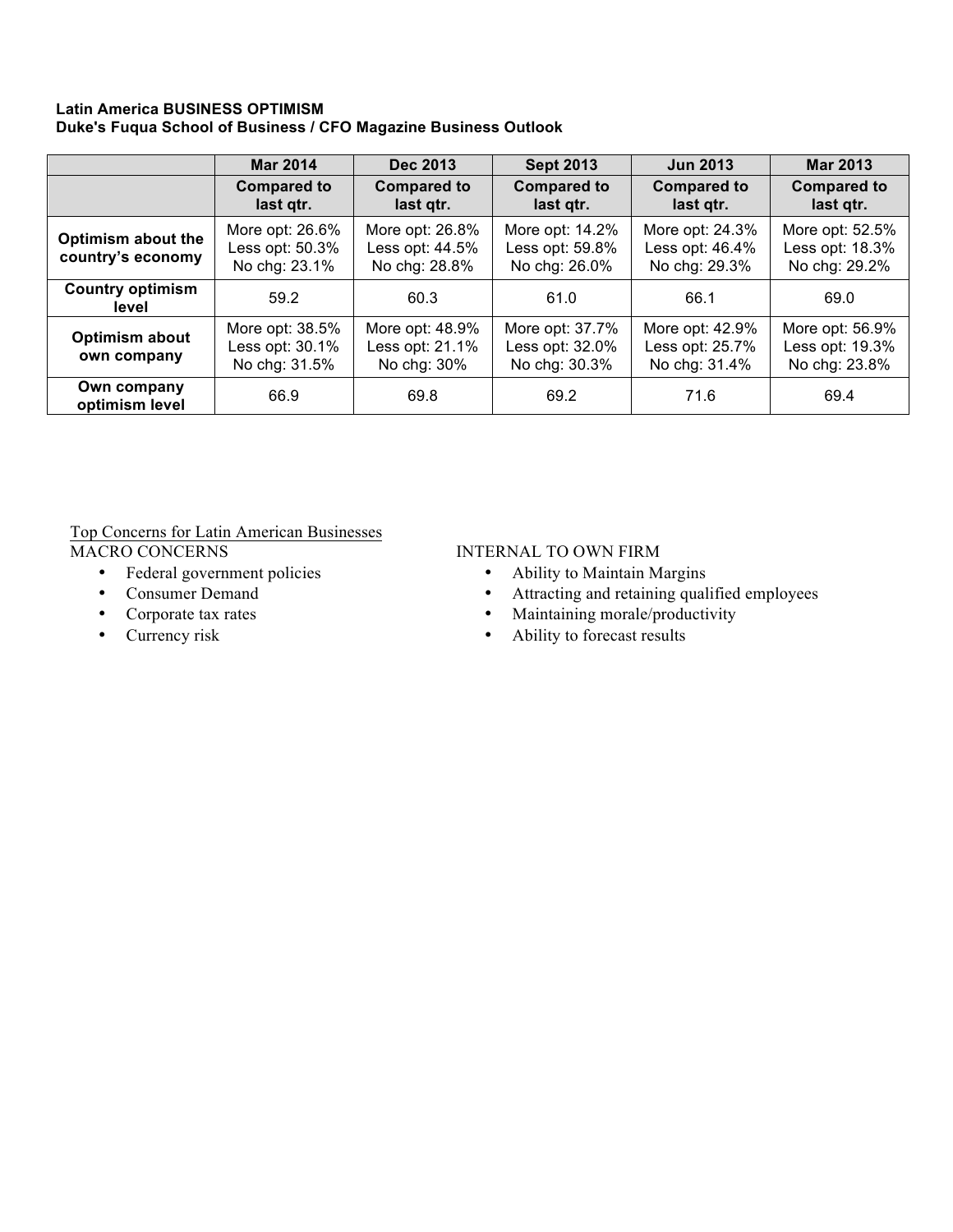**Latin America BUSINESS OPTIMISM**
**Duke's Fuqua School of Business / CFO Magazine Business Outlook**

| | Mar 2014 | Dec 2013 | Sept 2013 | Jun 2013 | Mar 2013 |
|---|---|---|---|---|---|
| | **Compared to last qtr.** | **Compared to last qtr.** | **Compared to last qtr.** | **Compared to last qtr.** | **Compared to last qtr.** |
| **Optimism about the country's economy** | More opt: 26.6%<br>Less opt: 50.3%<br>No chg: 23.1% | More opt: 26.8%<br>Less opt: 44.5%<br>No chg: 28.8% | More opt: 14.2%<br>Less opt: 59.8%<br>No chg: 26.0% | More opt: 24.3%<br>Less opt: 46.4%<br>No chg: 29.3% | More opt: 52.5%<br>Less opt: 18.3%<br>No chg: 29.2% |
| **Country optimism level** | 59.2 | 60.3 | 61.0 | 66.1 | 69.0 |
| **Optimism about own company** | More opt: 38.5%<br>Less opt: 30.1%<br>No chg: 31.5% | More opt: 48.9%<br>Less opt: 21.1%<br>No chg: 30% | More opt: 37.7%<br>Less opt: 32.0%<br>No chg: 30.3% | More opt: 42.9%<br>Less opt: 25.7%<br>No chg: 31.4% | More opt: 56.9%<br>Less opt: 19.3%<br>No chg: 23.8% |
| **Own company optimism level** | 66.9 | 69.8 | 69.2 | 71.6 | 69.4 |

Top Concerns for Latin American Businesses

MACRO CONCERNS
- Federal government policies
- Consumer Demand
- Corporate tax rates
- Currency risk

INTERNAL TO OWN FIRM
- Ability to Maintain Margins
- Attracting and retaining qualified employees
- Maintaining morale/productivity
- Ability to forecast results